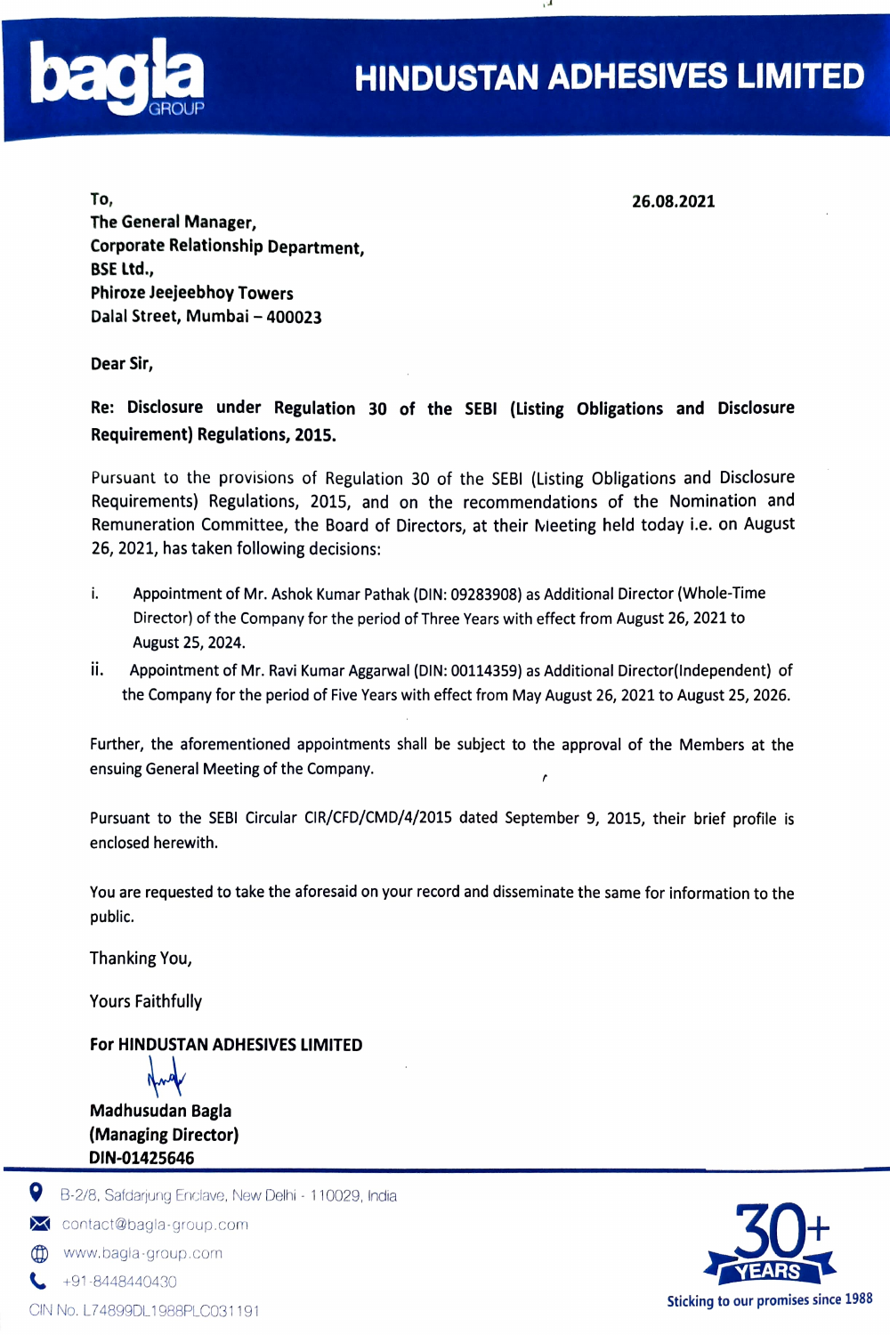# HINDUSTAN ADHESIVES LIMITED

bagla GROUP

**To,**
**The General Manager,**
**Corporate Relationship Department,**
**BSE Ltd.,**
**Phiroze Jeejeebhoy Towers**
**Dalal Street, Mumbai – 400023**

**26.08.2021**

**Dear Sir,**

**Re: Disclosure under Regulation 30 of the SEBI (Listing Obligations and Disclosure Requirement) Regulations, 2015.**

Pursuant to the provisions of Regulation 30 of the SEBI (Listing Obligations and Disclosure Requirements) Regulations, 2015, and on the recommendations of the Nomination and Remuneration Committee, the Board of Directors, at their Meeting held today i.e. on August 26, 2021, has taken following decisions:

i. Appointment of Mr. Ashok Kumar Pathak (DIN: 09283908) as Additional Director (Whole-Time Director) of the Company for the period of Three Years with effect from August 26, 2021 to August 25, 2024.

ii. Appointment of Mr. Ravi Kumar Aggarwal (DIN: 00114359) as Additional Director(Independent) of the Company for the period of Five Years with effect from May August 26, 2021 to August 25, 2026.

Further, the aforementioned appointments shall be subject to the approval of the Members at the ensuing General Meeting of the Company.

Pursuant to the SEBI Circular CIR/CFD/CMD/4/2015 dated September 9, 2015, their brief profile is enclosed herewith.

You are requested to take the aforesaid on your record and disseminate the same for information to the public.

Thanking You,

Yours Faithfully

**For HINDUSTAN ADHESIVES LIMITED**

**Madhusudan Bagla**
**(Managing Director)**
**DIN-01425646**

B-2/8, Safdarjung Enclave, New Delhi - 110029, India
contact@bagla-group.com
www.bagla-group.com
+91-8448440430
CIN No. L74899DL1988PLC031191

30+ YEARS
Sticking to our promises since 1988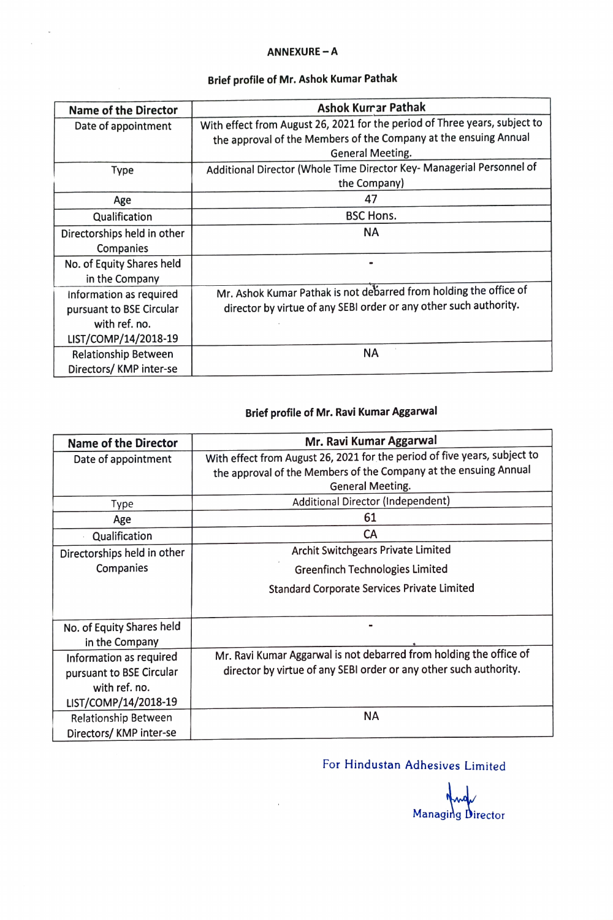**ANNEXURE – A**

**Brief profile of Mr. Ashok Kumar Pathak**

| Name of the Director | Ashok Kumar Pathak |
|---|---|
| Date of appointment | With effect from August 26, 2021 for the period of Three years, subject to the approval of the Members of the Company at the ensuing Annual General Meeting. |
| Type | Additional Director (Whole Time Director Key- Managerial Personnel of the Company) |
| Age | 47 |
| Qualification | BSC Hons. |
| Directorships held in other Companies | NA |
| No. of Equity Shares held in the Company | - |
| Information as required pursuant to BSE Circular with ref. no. LIST/COMP/14/2018-19 | Mr. Ashok Kumar Pathak is not debarred from holding the office of director by virtue of any SEBI order or any other such authority. |
| Relationship Between Directors/ KMP inter-se | NA |

**Brief profile of Mr. Ravi Kumar Aggarwal**

| Name of the Director | Mr. Ravi Kumar Aggarwal |
|---|---|
| Date of appointment | With effect from August 26, 2021 for the period of five years, subject to the approval of the Members of the Company at the ensuing Annual General Meeting. |
| Type | Additional Director (Independent) |
| Age | 61 |
| Qualification | CA |
| Directorships held in other Companies | Archit Switchgears Private Limited<br>Greenfinch Technologies Limited<br>Standard Corporate Services Private Limited |
| No. of Equity Shares held in the Company | - |
| Information as required pursuant to BSE Circular with ref. no. LIST/COMP/14/2018-19 | Mr. Ravi Kumar Aggarwal is not debarred from holding the office of director by virtue of any SEBI order or any other such authority. |
| Relationship Between Directors/ KMP inter-se | NA |

For Hindustan Adhesives Limited

Managing Director